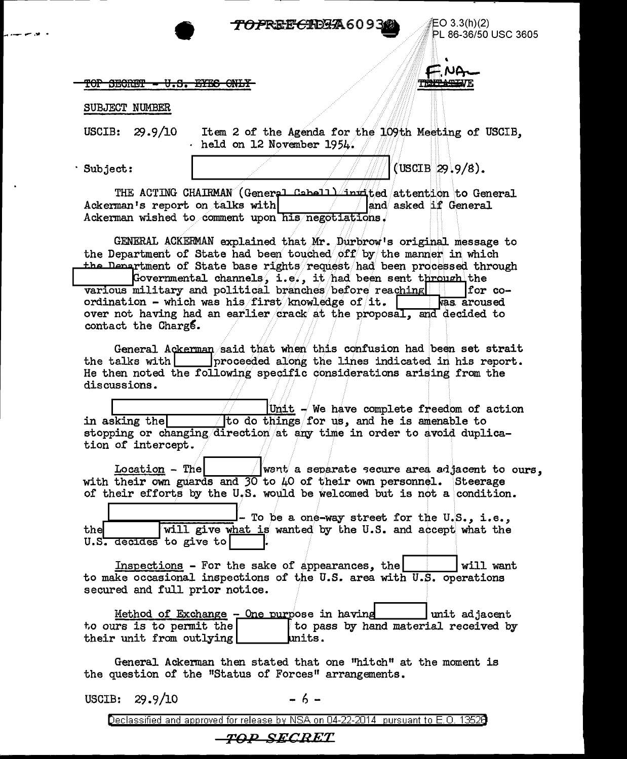EO 3.3(h)(2)
PL 86-36/50 USC 3605

TOP SECRET - U.S. EYES ONLY

TENTATIVE

SUBJECT NUMBER

USCIB: 29.9/10 Item 2 of the Agenda for the 109th Meeting of USCIB, held on 12 November 1954.

Subject: [redacted] (USCIB 29.9/8).

THE ACTING CHAIRMAN (General Cabell) invited attention to General Ackerman's report on talks with [redacted] and asked if General Ackerman wished to comment upon his negotiations.

GENERAL ACKERMAN explained that Mr. Durbrow's original message to the Department of State had been touched off by the manner in which the Department of State base rights request had been processed through [redacted] Governmental channels, i.e., it had been sent through the various military and political branches before reaching [redacted] for co-ordination - which was his first knowledge of it. [redacted] was aroused over not having had an earlier crack at the proposal, and decided to contact the Chargé.

General Ackerman said that when this confusion had been set strait the talks with [redacted] proceeded along the lines indicated in his report. He then noted the following specific considerations arising from the discussions.

[redacted] Unit - We have complete freedom of action in asking the [redacted] to do things for us, and he is amenable to stopping or changing direction at any time in order to avoid duplication of intercept.

Location - The [redacted] want a separate secure area adjacent to ours, with their own guards and 30 to 40 of their own personnel. Steerage of their efforts by the U.S. would be welcomed but is not a condition.

[redacted] - To be a one-way street for the U.S., i.e., the [redacted] will give what is wanted by the U.S. and accept what the U.S. decides to give to [redacted].

Inspections - For the sake of appearances, the [redacted] will want to make occasional inspections of the U.S. area with U.S. operations secured and full prior notice.

Method of Exchange - One purpose in having [redacted] unit adjacent to ours is to permit the [redacted] to pass by hand material received by their unit from outlying [redacted] units.

General Ackerman then stated that one "hitch" at the moment is the question of the "Status of Forces" arrangements.

USCIB: 29.9/10

Declassified and approved for release by NSA on 04-22-2014 pursuant to E.O. 13526

TOP SECRET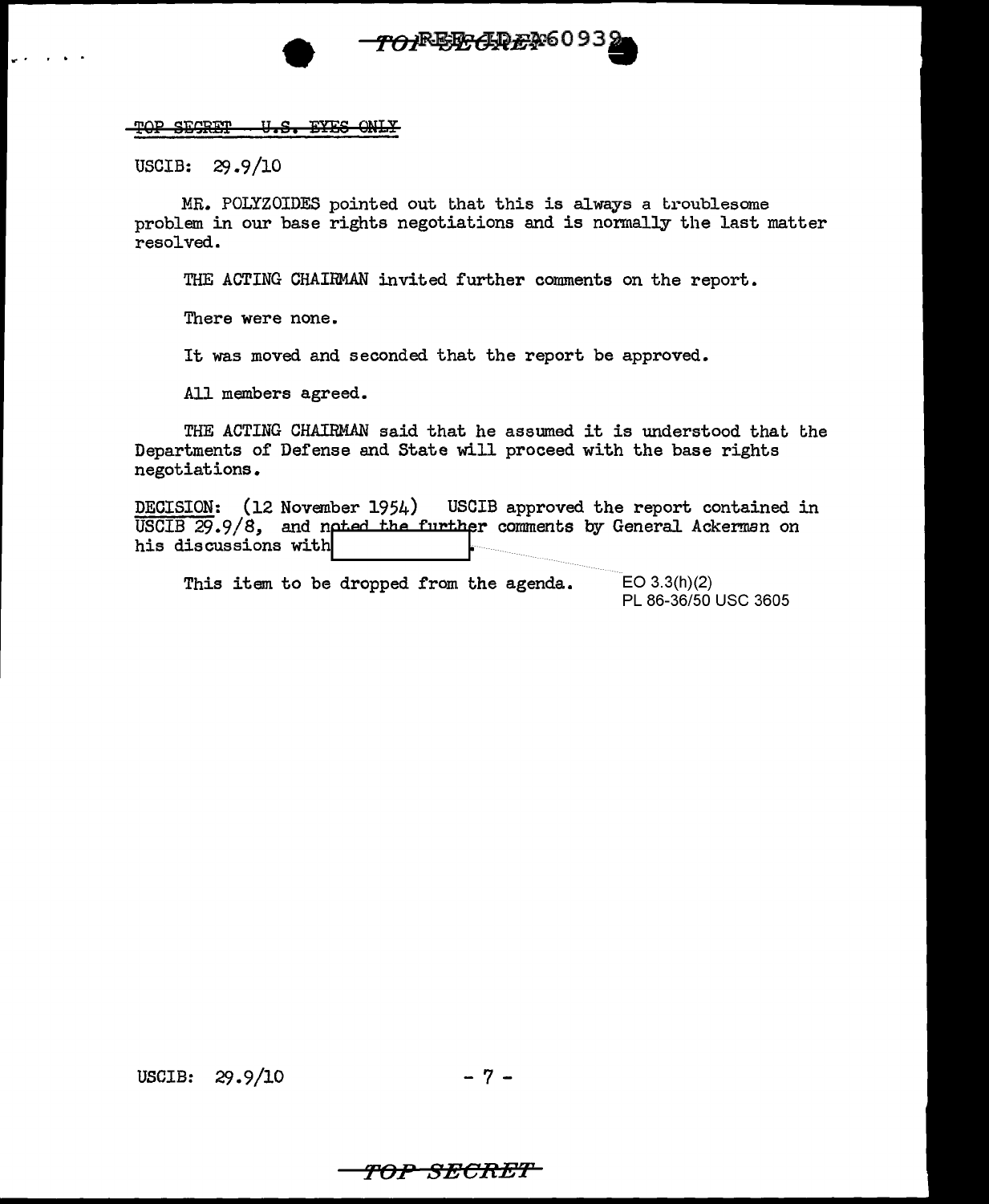TOP SECRET - U.S. EYES ONLY

USCIB: 29.9/10

MR. POLYZOIDES pointed out that this is always a troublesome problem in our base rights negotiations and is normally the last matter resolved.

THE ACTING CHAIRMAN invited further comments on the report.

There were none.

It was moved and seconded that the report be approved.

All members agreed.

THE ACTING CHAIRMAN said that he assumed it is understood that the Departments of Defense and State will proceed with the base rights negotiations.

DECISION: (12 November 1954) USCIB approved the report contained in USCIB 29.9/8, and noted the further comments by General Ackerman on his discussions with [redacted].

This item to be dropped from the agenda.

EO 3.3(h)(2)
PL 86-36/50 USC 3605

USCIB: 29.9/10

TOP SECRET